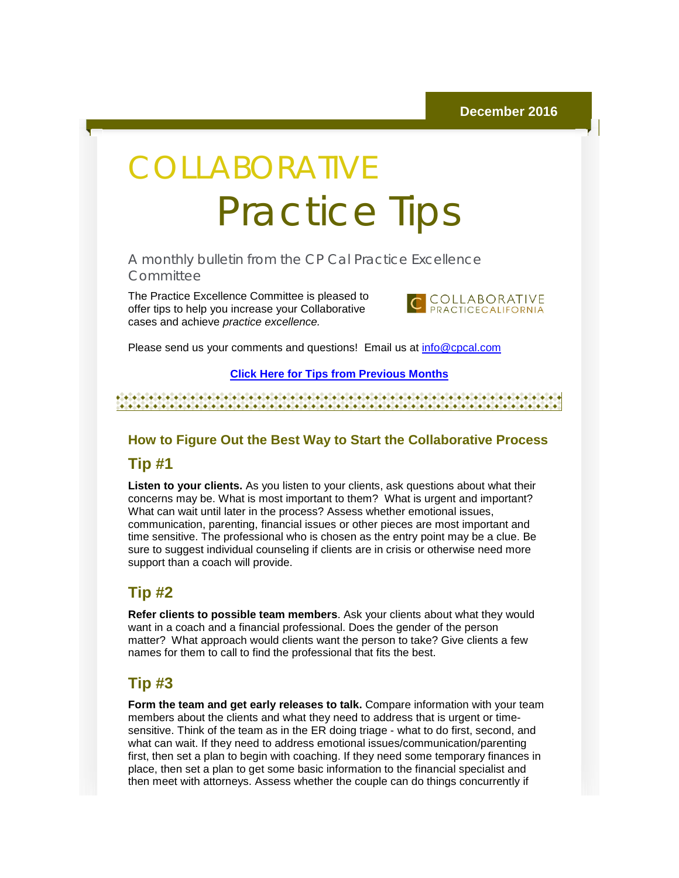December 2016

# COLLABORATIVE Practice Tips

A monthly bulletin from the CP Cal Practice Excellence Committee

The Practice Excellence Committee is pleased to offer tips to help you increase your Collaborative cases and achieve *practice excellence.*

COLLABORATIVE PRACTICECALIFORNIA

Please send us your comments and questions! Email us at info@cpcal.com

**Click Here for Tips from Previous Months**

## How to Figure Out the Best Way to Start the Collaborative Process

## Tip #1

**Listen to your clients.** As you listen to your clients, ask questions about what their concerns may be. What is most important to them? What is urgent and important? What can wait until later in the process? Assess whether emotional issues, communication, parenting, financial issues or other pieces are most important and time sensitive. The professional who is chosen as the entry point may be a clue. Be sure to suggest individual counseling if clients are in crisis or otherwise need more support than a coach will provide.

## Tip #2

**Refer clients to possible team members**. Ask your clients about what they would want in a coach and a financial professional. Does the gender of the person matter? What approach would clients want the person to take? Give clients a few names for them to call to find the professional that fits the best.

## Tip #3

**Form the team and get early releases to talk.** Compare information with your team members about the clients and what they need to address that is urgent or time-sensitive. Think of the team as in the ER doing triage - what to do first, second, and what can wait. If they need to address emotional issues/communication/parenting first, then set a plan to begin with coaching. If they need some temporary finances in place, then set a plan to get some basic information to the financial specialist and then meet with attorneys. Assess whether the couple can do things concurrently if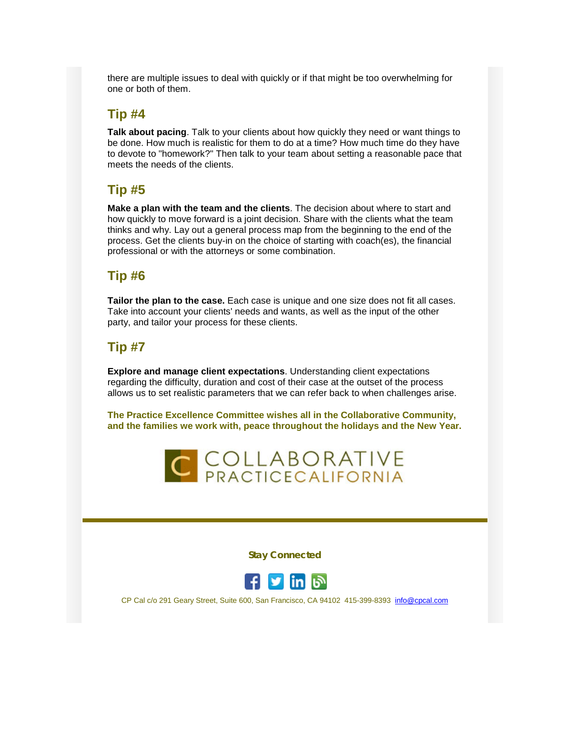there are multiple issues to deal with quickly or if that might be too overwhelming for one or both of them.

## Tip #4

**Talk about pacing**. Talk to your clients about how quickly they need or want things to be done. How much is realistic for them to do at a time? How much time do they have to devote to "homework?" Then talk to your team about setting a reasonable pace that meets the needs of the clients.

## Tip #5

**Make a plan with the team and the clients**. The decision about where to start and how quickly to move forward is a joint decision. Share with the clients what the team thinks and why. Lay out a general process map from the beginning to the end of the process. Get the clients buy-in on the choice of starting with coach(es), the financial professional or with the attorneys or some combination.

## Tip #6

**Tailor the plan to the case.** Each case is unique and one size does not fit all cases. Take into account your clients' needs and wants, as well as the input of the other party, and tailor your process for these clients.

## Tip #7

**Explore and manage client expectations**. Understanding client expectations regarding the difficulty, duration and cost of their case at the outset of the process allows us to set realistic parameters that we can refer back to when challenges arise.

**The Practice Excellence Committee wishes all in the Collaborative Community, and the families we work with, peace throughout the holidays and the New Year.**

COLLABORATIVE PRACTICECALIFORNIA

**Stay Connected**

CP Cal c/o 291 Geary Street, Suite 600, San Francisco, CA 94102 415-399-8393 info@cpcal.com